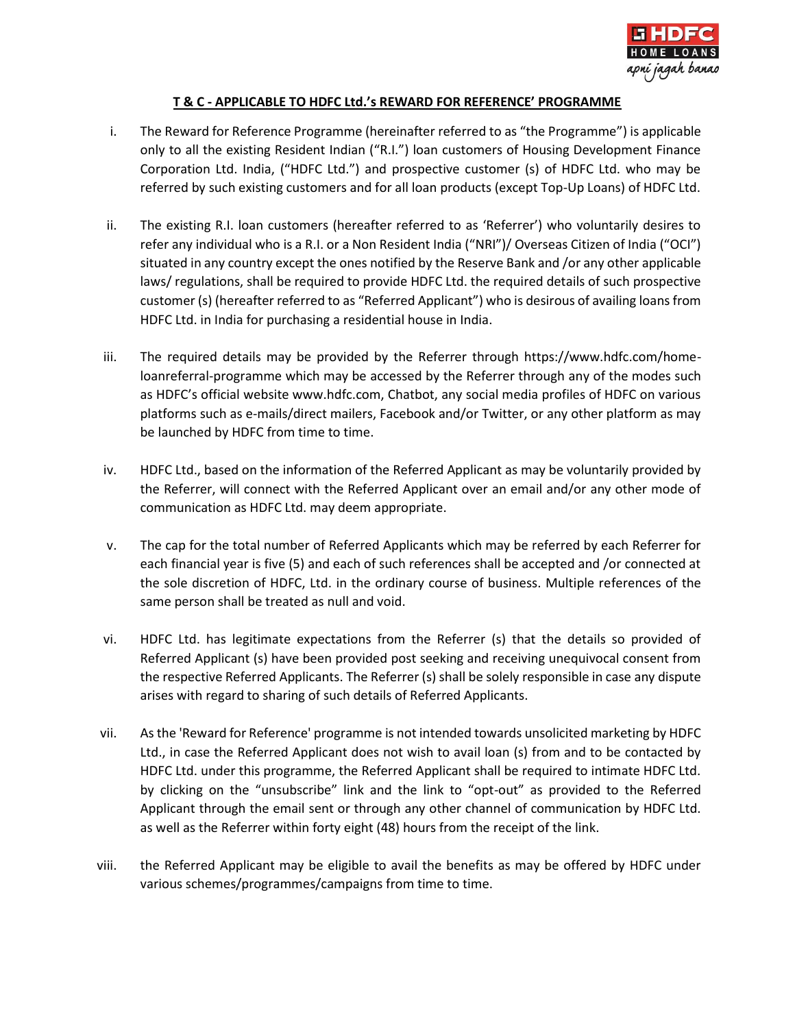## T & C - APPLICABLE TO HDFC Ltd.'s REWARD FOR REFERENCE' PROGRAMME

i. The Reward for Reference Programme (hereinafter referred to as "the Programme") is applicable only to all the existing Resident Indian ("R.I.") loan customers of Housing Development Finance Corporation Ltd. India, ("HDFC Ltd.") and prospective customer (s) of HDFC Ltd. who may be referred by such existing customers and for all loan products (except Top-Up Loans) of HDFC Ltd.

ii. The existing R.I. loan customers (hereafter referred to as 'Referrer') who voluntarily desires to refer any individual who is a R.I. or a Non Resident India ("NRI")/ Overseas Citizen of India ("OCI") situated in any country except the ones notified by the Reserve Bank and /or any other applicable laws/ regulations, shall be required to provide HDFC Ltd. the required details of such prospective customer (s) (hereafter referred to as "Referred Applicant") who is desirous of availing loans from HDFC Ltd. in India for purchasing a residential house in India.

iii. The required details may be provided by the Referrer through https://www.hdfc.com/home-loanreferral-programme which may be accessed by the Referrer through any of the modes such as HDFC's official website www.hdfc.com, Chatbot, any social media profiles of HDFC on various platforms such as e-mails/direct mailers, Facebook and/or Twitter, or any other platform as may be launched by HDFC from time to time.

iv. HDFC Ltd., based on the information of the Referred Applicant as may be voluntarily provided by the Referrer, will connect with the Referred Applicant over an email and/or any other mode of communication as HDFC Ltd. may deem appropriate.

v. The cap for the total number of Referred Applicants which may be referred by each Referrer for each financial year is five (5) and each of such references shall be accepted and /or connected at the sole discretion of HDFC, Ltd. in the ordinary course of business. Multiple references of the same person shall be treated as null and void.

vi. HDFC Ltd. has legitimate expectations from the Referrer (s) that the details so provided of Referred Applicant (s) have been provided post seeking and receiving unequivocal consent from the respective Referred Applicants. The Referrer (s) shall be solely responsible in case any dispute arises with regard to sharing of such details of Referred Applicants.

vii. As the 'Reward for Reference' programme is not intended towards unsolicited marketing by HDFC Ltd., in case the Referred Applicant does not wish to avail loan (s) from and to be contacted by HDFC Ltd. under this programme, the Referred Applicant shall be required to intimate HDFC Ltd. by clicking on the "unsubscribe" link and the link to "opt-out" as provided to the Referred Applicant through the email sent or through any other channel of communication by HDFC Ltd. as well as the Referrer within forty eight (48) hours from the receipt of the link.

viii. the Referred Applicant may be eligible to avail the benefits as may be offered by HDFC under various schemes/programmes/campaigns from time to time.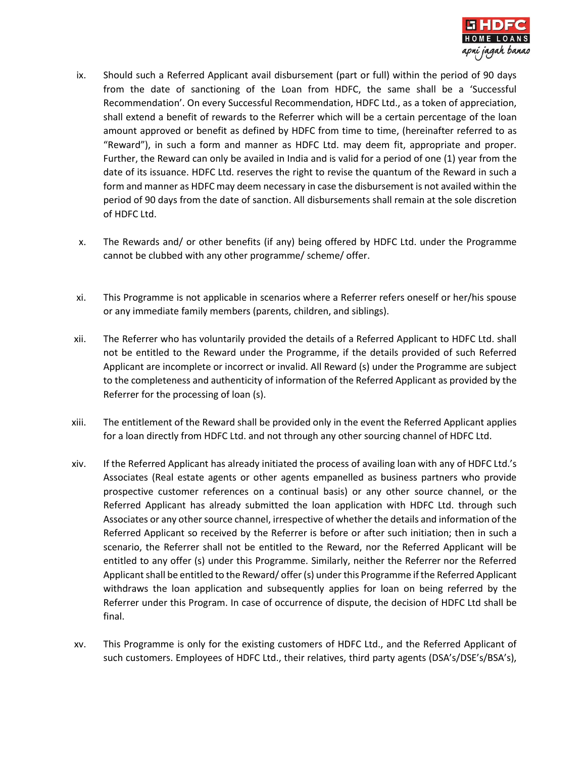ix. Should such a Referred Applicant avail disbursement (part or full) within the period of 90 days from the date of sanctioning of the Loan from HDFC, the same shall be a 'Successful Recommendation'. On every Successful Recommendation, HDFC Ltd., as a token of appreciation, shall extend a benefit of rewards to the Referrer which will be a certain percentage of the loan amount approved or benefit as defined by HDFC from time to time, (hereinafter referred to as "Reward"), in such a form and manner as HDFC Ltd. may deem fit, appropriate and proper. Further, the Reward can only be availed in India and is valid for a period of one (1) year from the date of its issuance. HDFC Ltd. reserves the right to revise the quantum of the Reward in such a form and manner as HDFC may deem necessary in case the disbursement is not availed within the period of 90 days from the date of sanction. All disbursements shall remain at the sole discretion of HDFC Ltd.

x. The Rewards and/ or other benefits (if any) being offered by HDFC Ltd. under the Programme cannot be clubbed with any other programme/ scheme/ offer.

xi. This Programme is not applicable in scenarios where a Referrer refers oneself or her/his spouse or any immediate family members (parents, children, and siblings).

xii. The Referrer who has voluntarily provided the details of a Referred Applicant to HDFC Ltd. shall not be entitled to the Reward under the Programme, if the details provided of such Referred Applicant are incomplete or incorrect or invalid. All Reward (s) under the Programme are subject to the completeness and authenticity of information of the Referred Applicant as provided by the Referrer for the processing of loan (s).

xiii. The entitlement of the Reward shall be provided only in the event the Referred Applicant applies for a loan directly from HDFC Ltd. and not through any other sourcing channel of HDFC Ltd.

xiv. If the Referred Applicant has already initiated the process of availing loan with any of HDFC Ltd.'s Associates (Real estate agents or other agents empanelled as business partners who provide prospective customer references on a continual basis) or any other source channel, or the Referred Applicant has already submitted the loan application with HDFC Ltd. through such Associates or any other source channel, irrespective of whether the details and information of the Referred Applicant so received by the Referrer is before or after such initiation; then in such a scenario, the Referrer shall not be entitled to the Reward, nor the Referred Applicant will be entitled to any offer (s) under this Programme. Similarly, neither the Referrer nor the Referred Applicant shall be entitled to the Reward/ offer (s) under this Programme if the Referred Applicant withdraws the loan application and subsequently applies for loan on being referred by the Referrer under this Program. In case of occurrence of dispute, the decision of HDFC Ltd shall be final.

xv. This Programme is only for the existing customers of HDFC Ltd., and the Referred Applicant of such customers. Employees of HDFC Ltd., their relatives, third party agents (DSA's/DSE's/BSA's),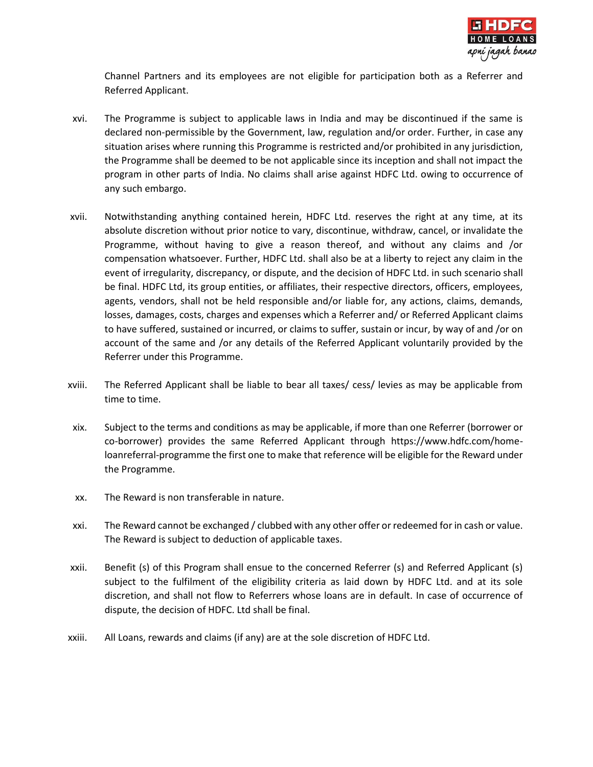Channel Partners and its employees are not eligible for participation both as a Referrer and Referred Applicant.

xvi. The Programme is subject to applicable laws in India and may be discontinued if the same is declared non-permissible by the Government, law, regulation and/or order. Further, in case any situation arises where running this Programme is restricted and/or prohibited in any jurisdiction, the Programme shall be deemed to be not applicable since its inception and shall not impact the program in other parts of India. No claims shall arise against HDFC Ltd. owing to occurrence of any such embargo.

xvii. Notwithstanding anything contained herein, HDFC Ltd. reserves the right at any time, at its absolute discretion without prior notice to vary, discontinue, withdraw, cancel, or invalidate the Programme, without having to give a reason thereof, and without any claims and /or compensation whatsoever. Further, HDFC Ltd. shall also be at a liberty to reject any claim in the event of irregularity, discrepancy, or dispute, and the decision of HDFC Ltd. in such scenario shall be final. HDFC Ltd, its group entities, or affiliates, their respective directors, officers, employees, agents, vendors, shall not be held responsible and/or liable for, any actions, claims, demands, losses, damages, costs, charges and expenses which a Referrer and/ or Referred Applicant claims to have suffered, sustained or incurred, or claims to suffer, sustain or incur, by way of and /or on account of the same and /or any details of the Referred Applicant voluntarily provided by the Referrer under this Programme.

xviii. The Referred Applicant shall be liable to bear all taxes/ cess/ levies as may be applicable from time to time.

xix. Subject to the terms and conditions as may be applicable, if more than one Referrer (borrower or co-borrower) provides the same Referred Applicant through https://www.hdfc.com/home-loanreferral-programme the first one to make that reference will be eligible for the Reward under the Programme.

xx. The Reward is non transferable in nature.

xxi. The Reward cannot be exchanged / clubbed with any other offer or redeemed for in cash or value. The Reward is subject to deduction of applicable taxes.

xxii. Benefit (s) of this Program shall ensue to the concerned Referrer (s) and Referred Applicant (s) subject to the fulfilment of the eligibility criteria as laid down by HDFC Ltd. and at its sole discretion, and shall not flow to Referrers whose loans are in default. In case of occurrence of dispute, the decision of HDFC. Ltd shall be final.

xxiii. All Loans, rewards and claims (if any) are at the sole discretion of HDFC Ltd.